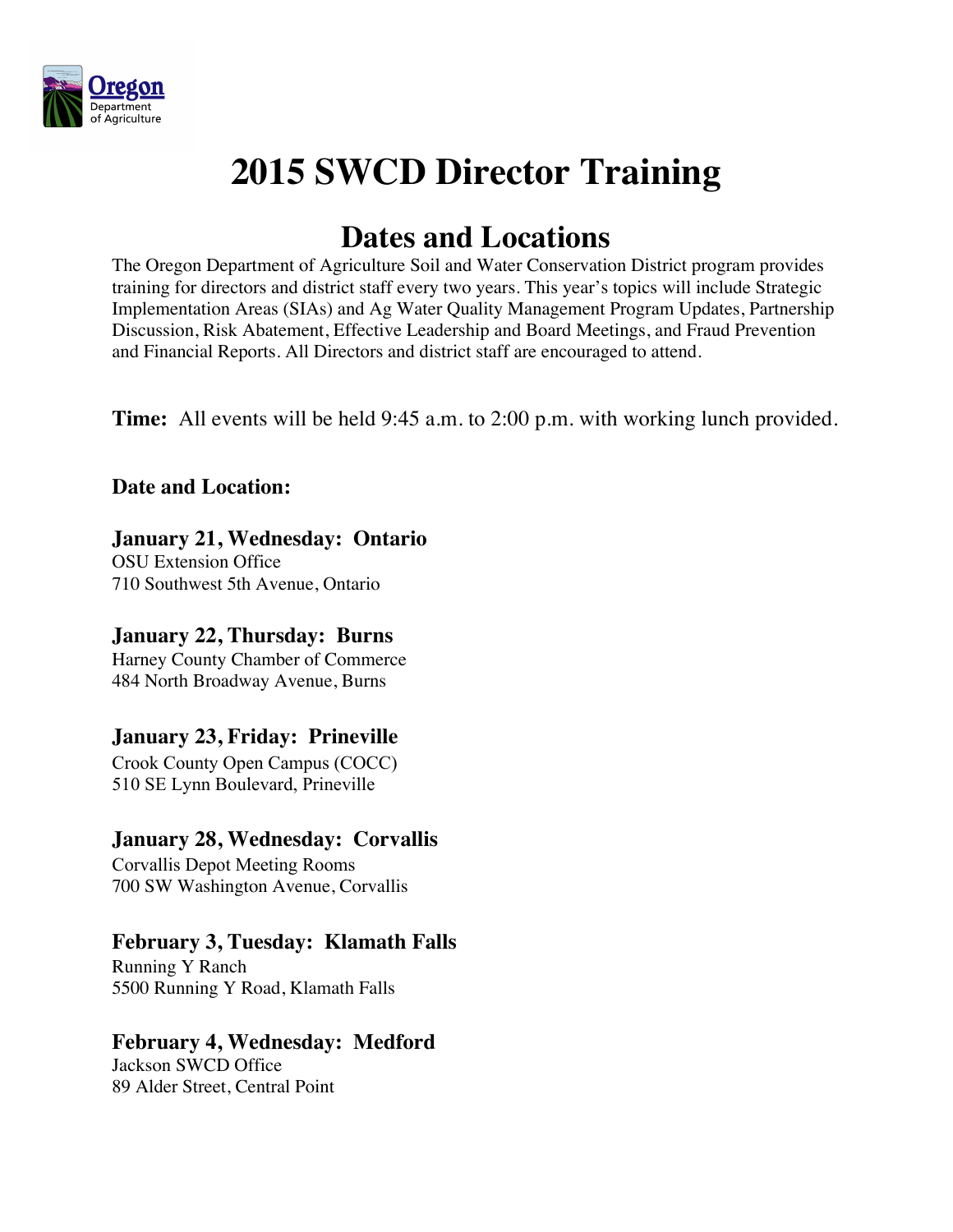# 2015 SWCD Director Training

## Dates and Locations

The Oregon Department of Agriculture Soil and Water Conservation District program provides training for directors and district staff every two years. This year's topics will include Strategic Implementation Areas (SIAs) and Ag Water Quality Management Program Updates, Partnership Discussion, Risk Abatement, Effective Leadership and Board Meetings, and Fraud Prevention and Financial Reports. All Directors and district staff are encouraged to attend.

**Time:** All events will be held 9:45 a.m. to 2:00 p.m. with working lunch provided.

**Date and Location:**

**January 21, Wednesday: Ontario**
OSU Extension Office
710 Southwest 5th Avenue, Ontario

**January 22, Thursday: Burns**
Harney County Chamber of Commerce
484 North Broadway Avenue, Burns

**January 23, Friday: Prineville**
Crook County Open Campus (COCC)
510 SE Lynn Boulevard, Prineville

**January 28, Wednesday: Corvallis**
Corvallis Depot Meeting Rooms
700 SW Washington Avenue, Corvallis

**February 3, Tuesday: Klamath Falls**
Running Y Ranch
5500 Running Y Road, Klamath Falls

**February 4, Wednesday: Medford**
Jackson SWCD Office
89 Alder Street, Central Point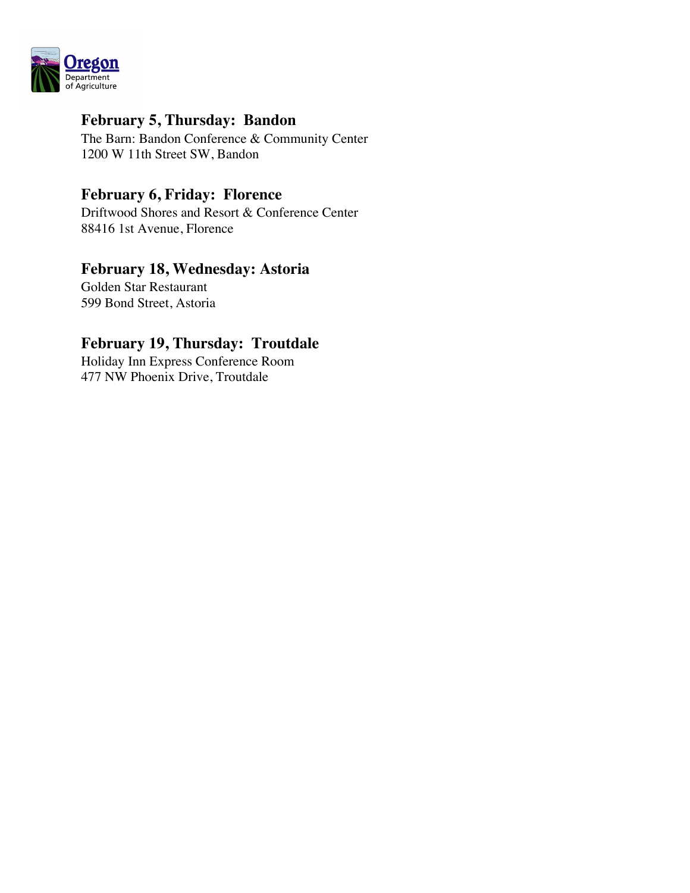**February 5, Thursday: Bandon**
The Barn: Bandon Conference & Community Center
1200 W 11th Street SW, Bandon

**February 6, Friday: Florence**
Driftwood Shores and Resort & Conference Center
88416 1st Avenue, Florence

**February 18, Wednesday: Astoria**
Golden Star Restaurant
599 Bond Street, Astoria

**February 19, Thursday: Troutdale**
Holiday Inn Express Conference Room
477 NW Phoenix Drive, Troutdale